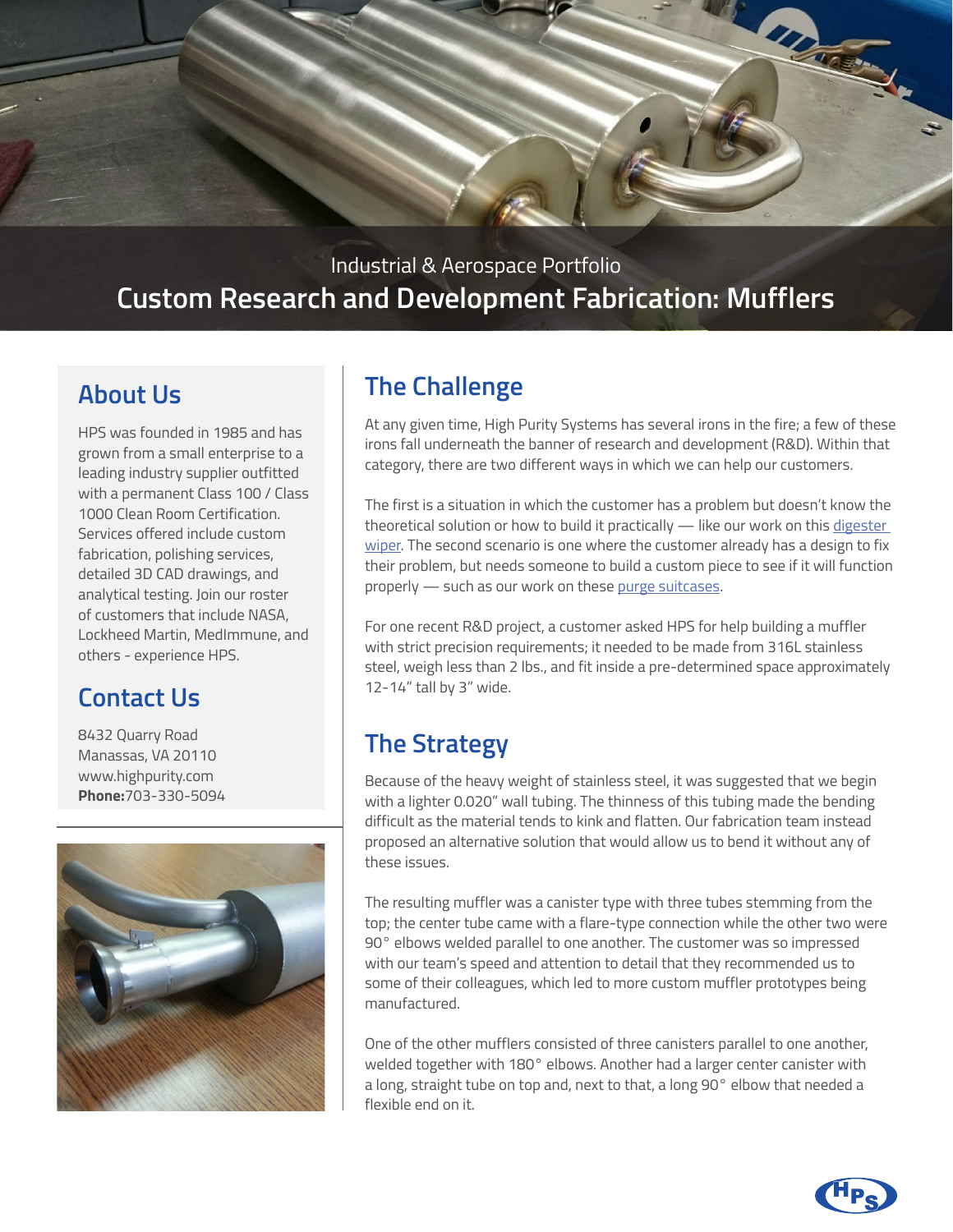Industrial & Aerospace Portfolio

# Custom Research and Development Fabrication: Mufflers

## About Us

HPS was founded in 1985 and has grown from a small enterprise to a leading industry supplier outfitted with a permanent Class 100 / Class 1000 Clean Room Certification. Services offered include custom fabrication, polishing services, detailed 3D CAD drawings, and analytical testing. Join our roster of customers that include NASA, Lockheed Martin, MedImmune, and others - experience HPS.

## Contact Us

8432 Quarry Road
Manassas, VA 20110
www.highpurity.com
**Phone:**703-330-5094

## The Challenge

At any given time, High Purity Systems has several irons in the fire; a few of these irons fall underneath the banner of research and development (R&D). Within that category, there are two different ways in which we can help our customers.

The first is a situation in which the customer has a problem but doesn't know the theoretical solution or how to build it practically — like our work on this digester wiper. The second scenario is one where the customer already has a design to fix their problem, but needs someone to build a custom piece to see if it will function properly — such as our work on these purge suitcases.

For one recent R&D project, a customer asked HPS for help building a muffler with strict precision requirements; it needed to be made from 316L stainless steel, weigh less than 2 lbs., and fit inside a pre-determined space approximately 12-14" tall by 3" wide.

## The Strategy

Because of the heavy weight of stainless steel, it was suggested that we begin with a lighter 0.020" wall tubing. The thinness of this tubing made the bending difficult as the material tends to kink and flatten. Our fabrication team instead proposed an alternative solution that would allow us to bend it without any of these issues.

The resulting muffler was a canister type with three tubes stemming from the top; the center tube came with a flare-type connection while the other two were 90° elbows welded parallel to one another. The customer was so impressed with our team's speed and attention to detail that they recommended us to some of their colleagues, which led to more custom muffler prototypes being manufactured.

One of the other mufflers consisted of three canisters parallel to one another, welded together with 180° elbows. Another had a larger center canister with a long, straight tube on top and, next to that, a long 90° elbow that needed a flexible end on it.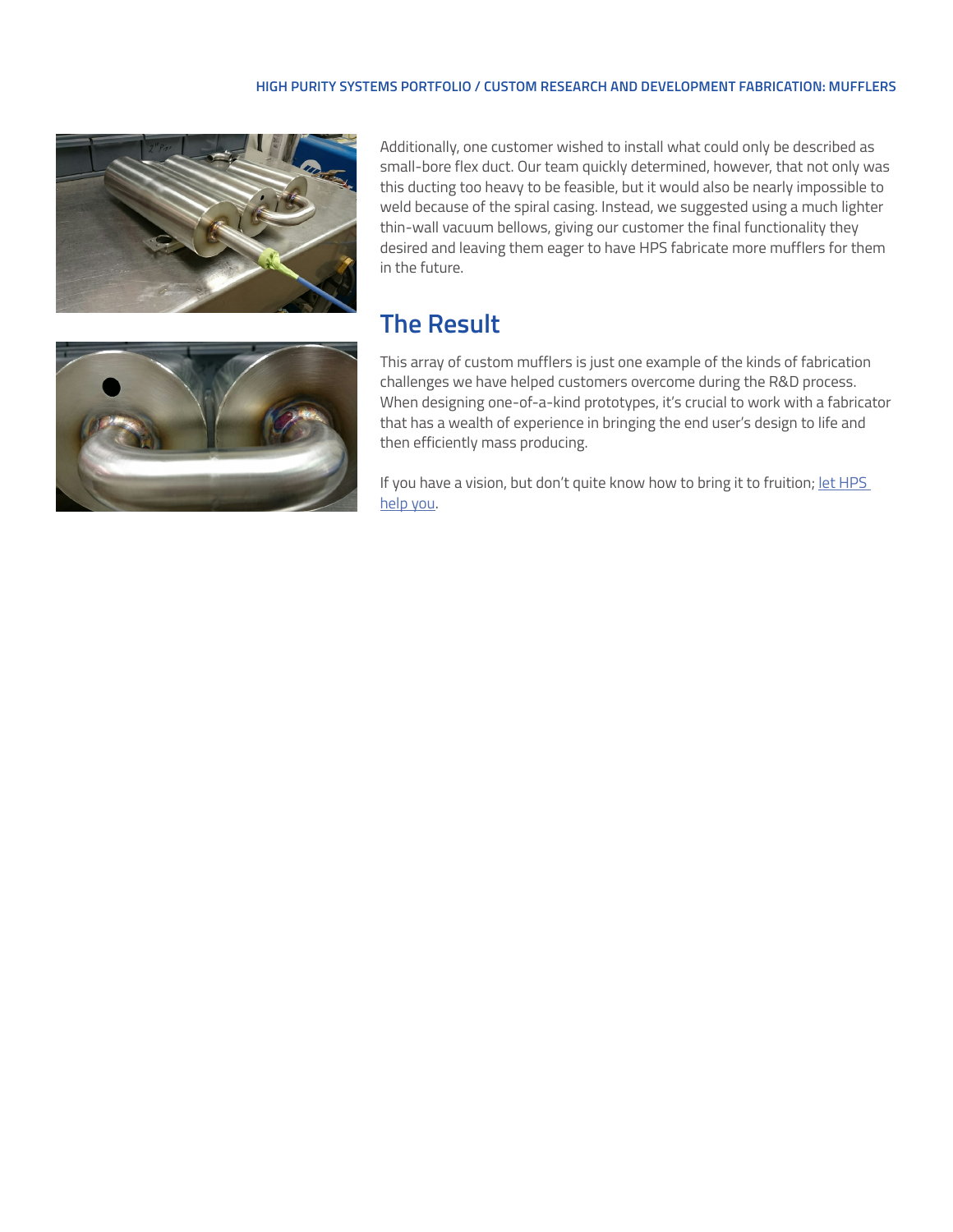Additionally, one customer wished to install what could only be described as small-bore flex duct. Our team quickly determined, however, that not only was this ducting too heavy to be feasible, but it would also be nearly impossible to weld because of the spiral casing. Instead, we suggested using a much lighter thin-wall vacuum bellows, giving our customer the final functionality they desired and leaving them eager to have HPS fabricate more mufflers for them in the future.

## The Result

This array of custom mufflers is just one example of the kinds of fabrication challenges we have helped customers overcome during the R&D process. When designing one-of-a-kind prototypes, it's crucial to work with a fabricator that has a wealth of experience in bringing the end user's design to life and then efficiently mass producing.

If you have a vision, but don't quite know how to bring it to fruition; let HPS help you.